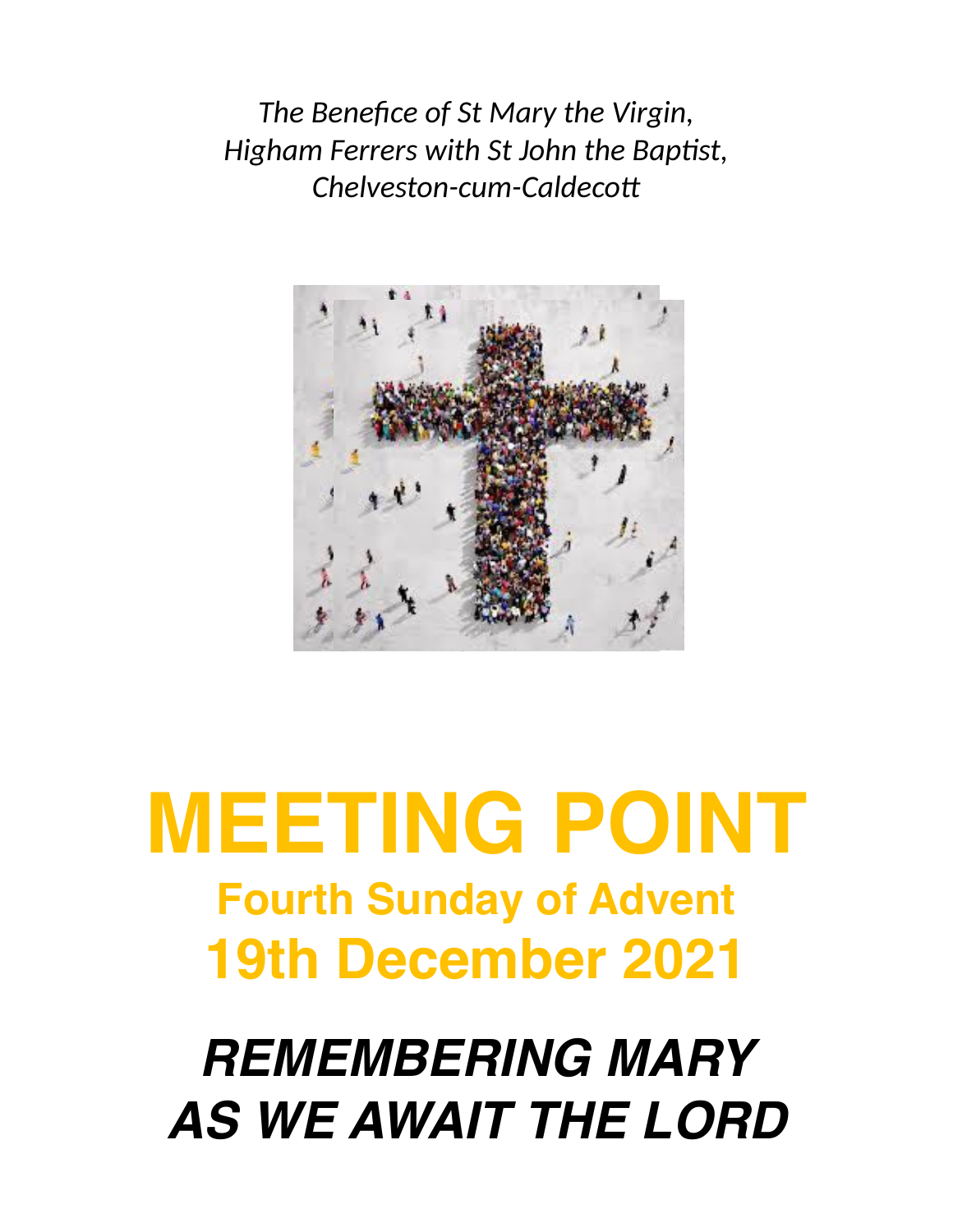*The Benefice of St Mary the Virgin,*
*Higham Ferrers with St John the Baptist,*
*Chelveston-cum-Caldecott*

# MEETING POINT

## Fourth Sunday of Advent

## 19th December 2021

## *REMEMBERING MARY AS WE AWAIT THE LORD*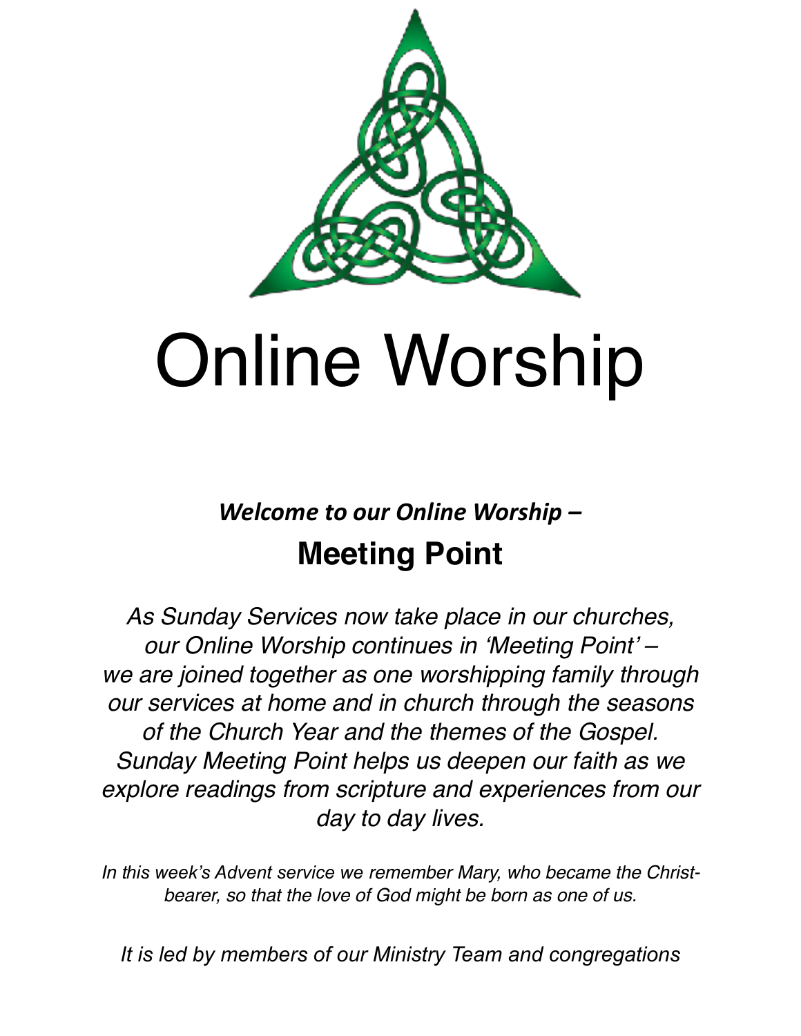# Online Worship

***Welcome to our Online Worship –***

## **Meeting Point**

*As Sunday Services now take place in our churches, our Online Worship continues in 'Meeting Point' – we are joined together as one worshipping family through our services at home and in church through the seasons of the Church Year and the themes of the Gospel. Sunday Meeting Point helps us deepen our faith as we explore readings from scripture and experiences from our day to day lives.*

*In this week's Advent service we remember Mary, who became the Christ-bearer, so that the love of God might be born as one of us.*

*It is led by members of our Ministry Team and congregations*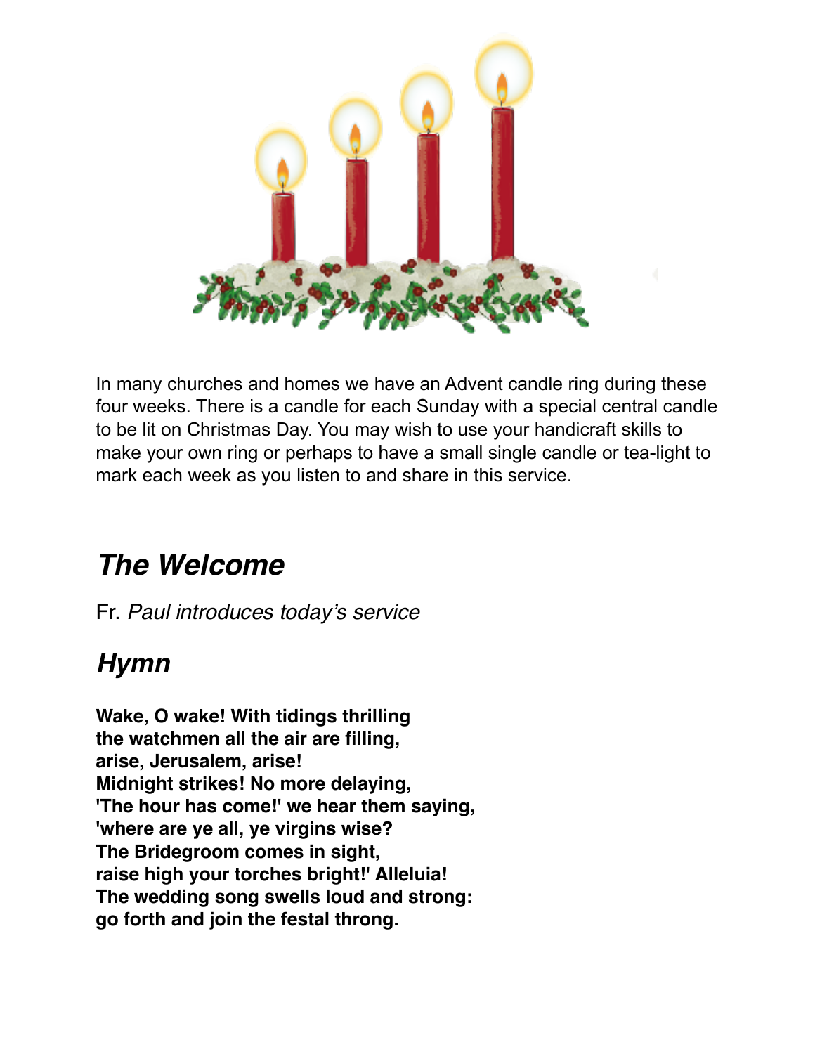In many churches and homes we have an Advent candle ring during these four weeks. There is a candle for each Sunday with a special central candle to be lit on Christmas Day. You may wish to use your handicraft skills to make your own ring or perhaps to have a small single candle or tea-light to mark each week as you listen to and share in this service.

## *The Welcome*

Fr. *Paul introduces today's service*

## *Hymn*

**Wake, O wake! With tidings thrilling**
**the watchmen all the air are filling,**
**arise, Jerusalem, arise!**
**Midnight strikes! No more delaying,**
**'The hour has come!' we hear them saying,**
**'where are ye all, ye virgins wise?**
**The Bridegroom comes in sight,**
**raise high your torches bright!' Alleluia!**
**The wedding song swells loud and strong:**
**go forth and join the festal throng.**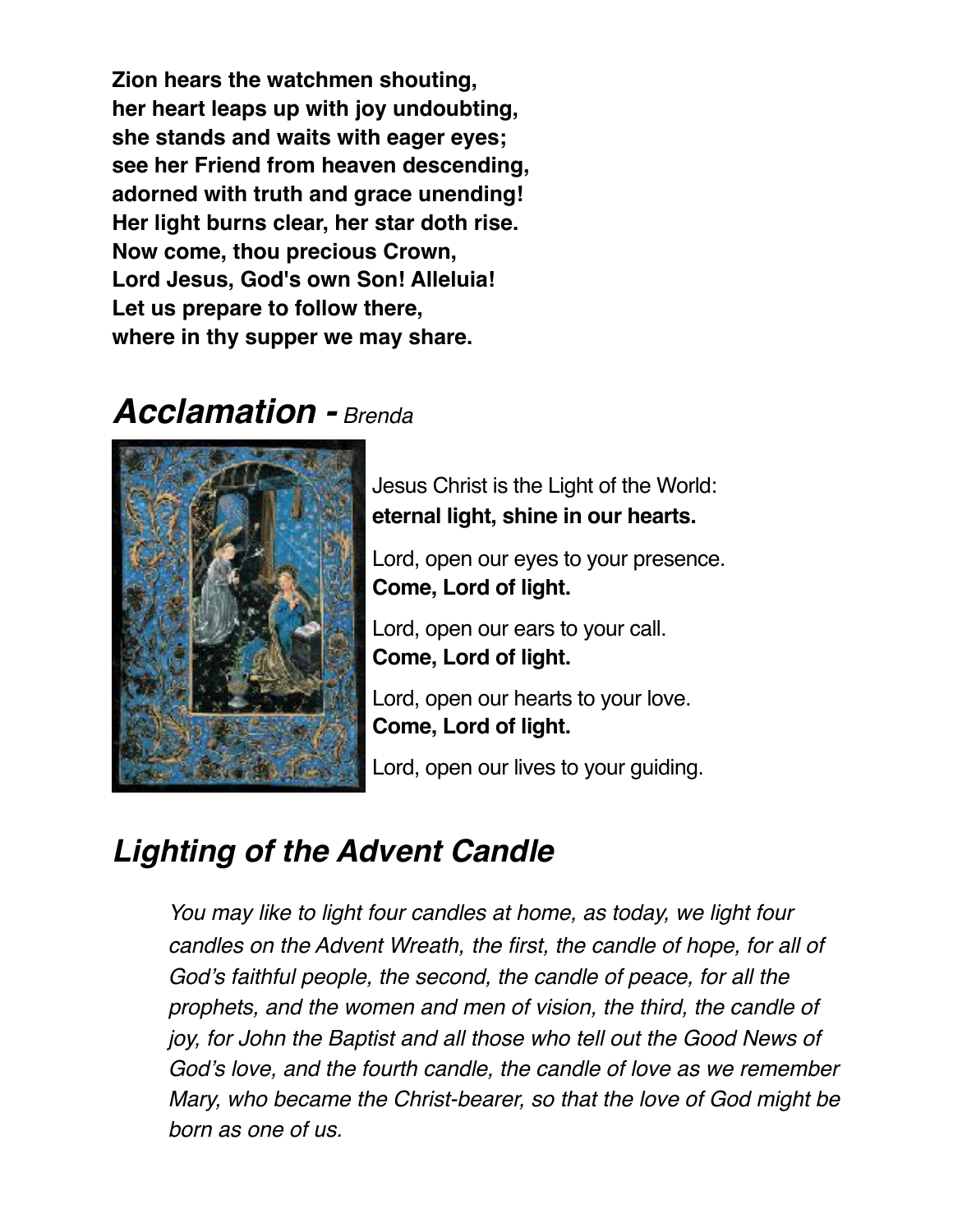**Zion hears the watchmen shouting,**
**her heart leaps up with joy undoubting,**
**she stands and waits with eager eyes;**
**see her Friend from heaven descending,**
**adorned with truth and grace unending!**
**Her light burns clear, her star doth rise.**
**Now come, thou precious Crown,**
**Lord Jesus, God's own Son! Alleluia!**
**Let us prepare to follow there,**
**where in thy supper we may share.**

## *Acclamation - Brenda*

Jesus Christ is the Light of the World:
**eternal light, shine in our hearts.**

Lord, open our eyes to your presence.
**Come, Lord of light.**

Lord, open our ears to your call.
**Come, Lord of light.**

Lord, open our hearts to your love.
**Come, Lord of light.**

Lord, open our lives to your guiding.

## *Lighting of the Advent Candle*

*You may like to light four candles at home, as today, we light four candles on the Advent Wreath, the first, the candle of hope, for all of God's faithful people, the second, the candle of peace, for all the prophets, and the women and men of vision, the third, the candle of joy, for John the Baptist and all those who tell out the Good News of God's love, and the fourth candle, the candle of love as we remember Mary, who became the Christ-bearer, so that the love of God might be born as one of us.*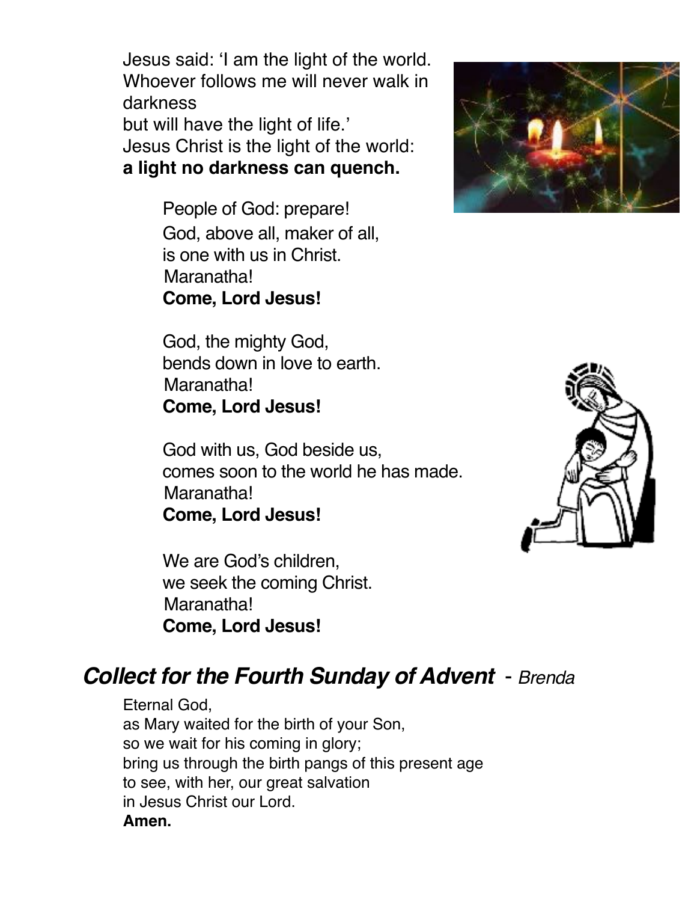Jesus said: 'I am the light of the world.
Whoever follows me will never walk in darkness
but will have the light of life.'
Jesus Christ is the light of the world:
**a light no darkness can quench.**

People of God: prepare!
God, above all, maker of all,
is one with us in Christ.
Maranatha!
**Come, Lord Jesus!**

God, the mighty God,
bends down in love to earth.
Maranatha!
**Come, Lord Jesus!**

God with us, God beside us,
comes soon to the world he has made.
Maranatha!
**Come, Lord Jesus!**

We are God's children,
we seek the coming Christ.
Maranatha!
**Come, Lord Jesus!**

## ***Collect for the Fourth Sunday of Advent*** - *Brenda*

Eternal God,
as Mary waited for the birth of your Son,
so we wait for his coming in glory;
bring us through the birth pangs of this present age
to see, with her, our great salvation
in Jesus Christ our Lord.
**Amen.**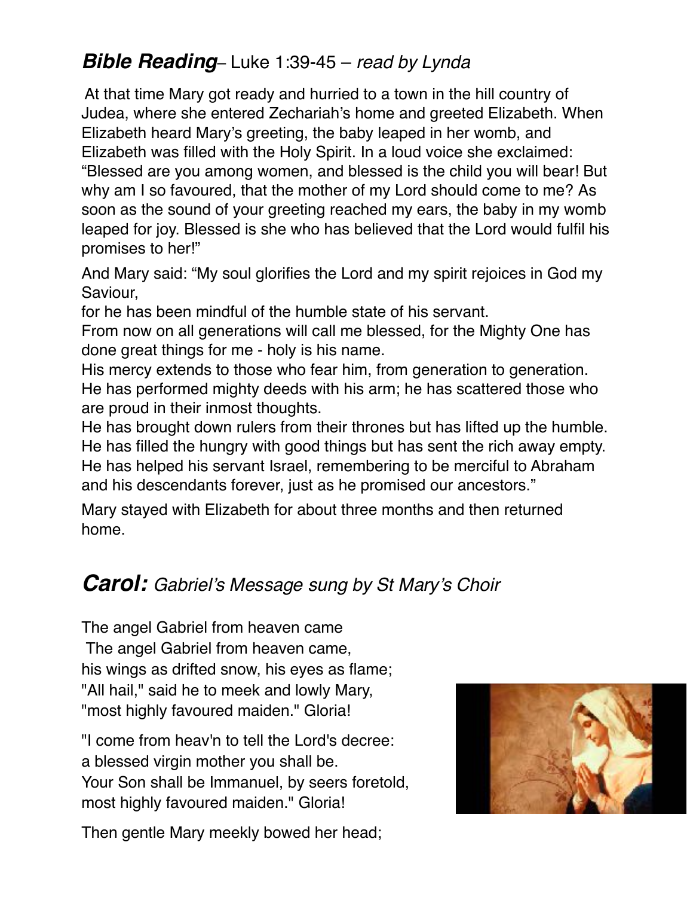## ***Bible Reading***– Luke 1:39-45 – *read by Lynda*

At that time Mary got ready and hurried to a town in the hill country of Judea, where she entered Zechariah's home and greeted Elizabeth. When Elizabeth heard Mary's greeting, the baby leaped in her womb, and Elizabeth was filled with the Holy Spirit. In a loud voice she exclaimed: "Blessed are you among women, and blessed is the child you will bear! But why am I so favoured, that the mother of my Lord should come to me? As soon as the sound of your greeting reached my ears, the baby in my womb leaped for joy. Blessed is she who has believed that the Lord would fulfil his promises to her!"

And Mary said: "My soul glorifies the Lord and my spirit rejoices in God my Saviour,
for he has been mindful of the humble state of his servant.
From now on all generations will call me blessed, for the Mighty One has done great things for me - holy is his name.
His mercy extends to those who fear him, from generation to generation.
He has performed mighty deeds with his arm; he has scattered those who are proud in their inmost thoughts.
He has brought down rulers from their thrones but has lifted up the humble.
He has filled the hungry with good things but has sent the rich away empty.
He has helped his servant Israel, remembering to be merciful to Abraham and his descendants forever, just as he promised our ancestors."

Mary stayed with Elizabeth for about three months and then returned home.

## ***Carol:*** *Gabriel's Message sung by St Mary's Choir*

The angel Gabriel from heaven came
The angel Gabriel from heaven came,
his wings as drifted snow, his eyes as flame;
"All hail," said he to meek and lowly Mary,
"most highly favoured maiden." Gloria!

"I come from heav'n to tell the Lord's decree:
a blessed virgin mother you shall be.
Your Son shall be Immanuel, by seers foretold,
most highly favoured maiden." Gloria!

Then gentle Mary meekly bowed her head;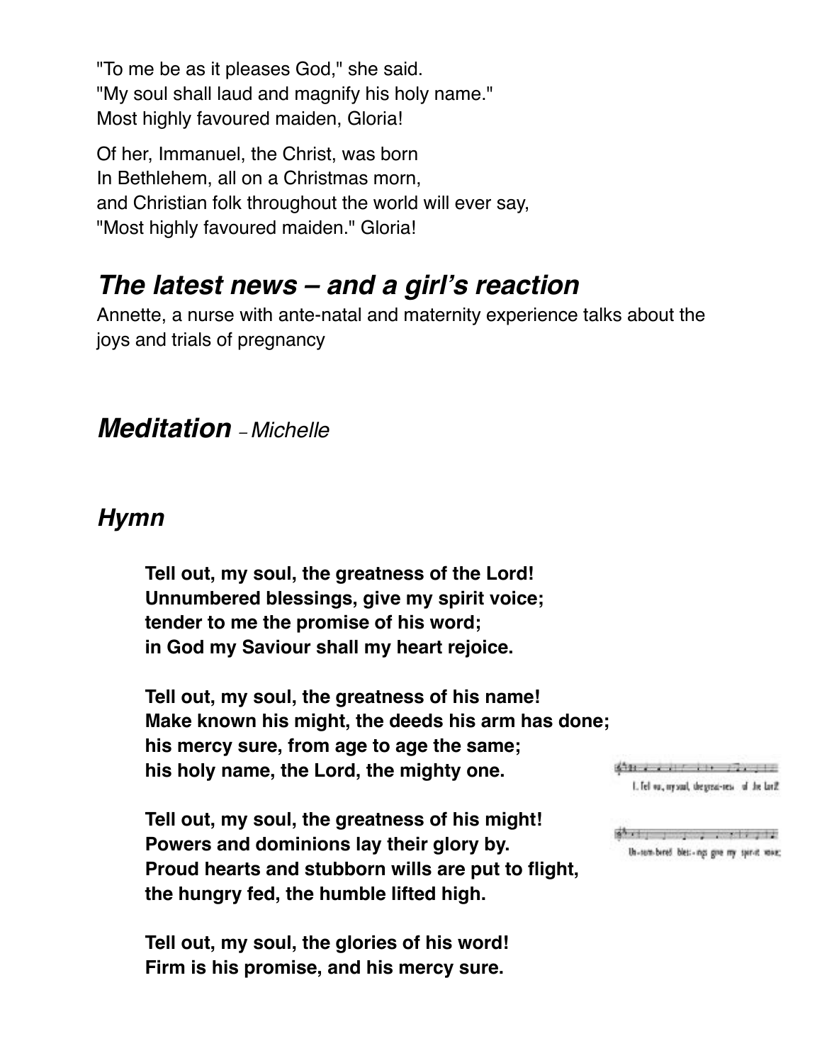"To me be as it pleases God," she said.
"My soul shall laud and magnify his holy name."
Most highly favoured maiden, Gloria!

Of her, Immanuel, the Christ, was born
In Bethlehem, all on a Christmas morn,
and Christian folk throughout the world will ever say,
"Most highly favoured maiden." Gloria!

## *The latest news – and a girl's reaction*

Annette, a nurse with ante-natal and maternity experience talks about the joys and trials of pregnancy

## *Meditation* – *Michelle*

## *Hymn*

**Tell out, my soul, the greatness of the Lord!**
**Unnumbered blessings, give my spirit voice;**
**tender to me the promise of his word;**
**in God my Saviour shall my heart rejoice.**

**Tell out, my soul, the greatness of his name!**
**Make known his might, the deeds his arm has done;**
**his mercy sure, from age to age the same;**
**his holy name, the Lord, the mighty one.**

**Tell out, my soul, the greatness of his might!**
**Powers and dominions lay their glory by.**
**Proud hearts and stubborn wills are put to flight,**
**the hungry fed, the humble lifted high.**

**Tell out, my soul, the glories of his word!**
**Firm is his promise, and his mercy sure.**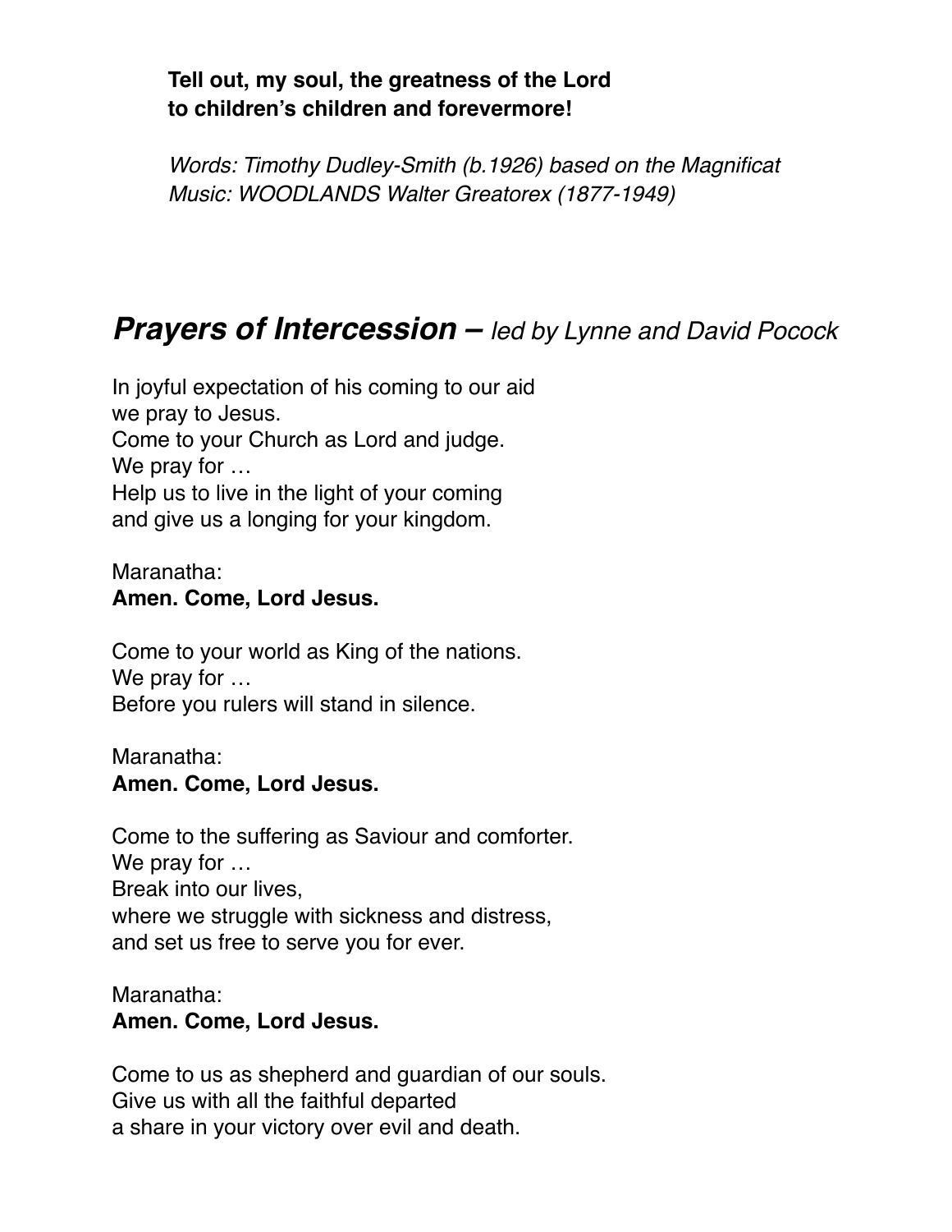**Tell out, my soul, the greatness of the Lord**
**to children's children and forevermore!**

*Words: Timothy Dudley-Smith (b.1926) based on the Magnificat*
*Music: WOODLANDS Walter Greatorex (1877-1949)*

## ***Prayers of Intercession –*** *led by Lynne and David Pocock*

In joyful expectation of his coming to our aid
we pray to Jesus.
Come to your Church as Lord and judge.
We pray for …
Help us to live in the light of your coming
and give us a longing for your kingdom.

Maranatha:
**Amen. Come, Lord Jesus.**

Come to your world as King of the nations.
We pray for …
Before you rulers will stand in silence.

Maranatha:
**Amen. Come, Lord Jesus.**

Come to the suffering as Saviour and comforter.
We pray for …
Break into our lives,
where we struggle with sickness and distress,
and set us free to serve you for ever.

Maranatha:
**Amen. Come, Lord Jesus.**

Come to us as shepherd and guardian of our souls.
Give us with all the faithful departed
a share in your victory over evil and death.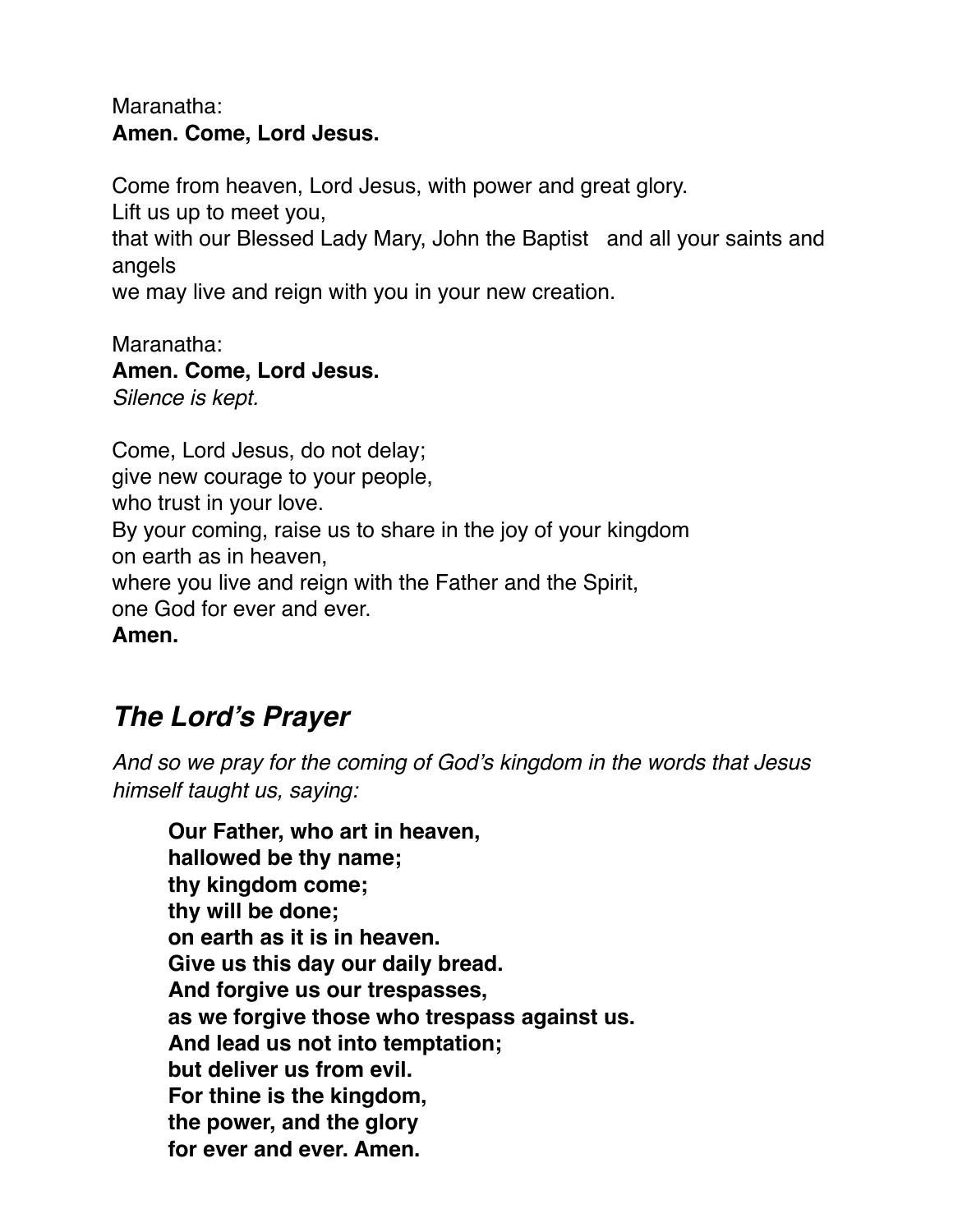Maranatha:
**Amen. Come, Lord Jesus.**

Come from heaven, Lord Jesus, with power and great glory.
Lift us up to meet you,
that with our Blessed Lady Mary, John the Baptist and all your saints and angels
we may live and reign with you in your new creation.

Maranatha:
**Amen. Come, Lord Jesus.**
*Silence is kept.*

Come, Lord Jesus, do not delay;
give new courage to your people,
who trust in your love.
By your coming, raise us to share in the joy of your kingdom
on earth as in heaven,
where you live and reign with the Father and the Spirit,
one God for ever and ever.
**Amen.**

## *The Lord's Prayer*

*And so we pray for the coming of God's kingdom in the words that Jesus himself taught us, saying:*

> **Our Father, who art in heaven,**
> **hallowed be thy name;**
> **thy kingdom come;**
> **thy will be done;**
> **on earth as it is in heaven.**
> **Give us this day our daily bread.**
> **And forgive us our trespasses,**
> **as we forgive those who trespass against us.**
> **And lead us not into temptation;**
> **but deliver us from evil.**
> **For thine is the kingdom,**
> **the power, and the glory**
> **for ever and ever. Amen.**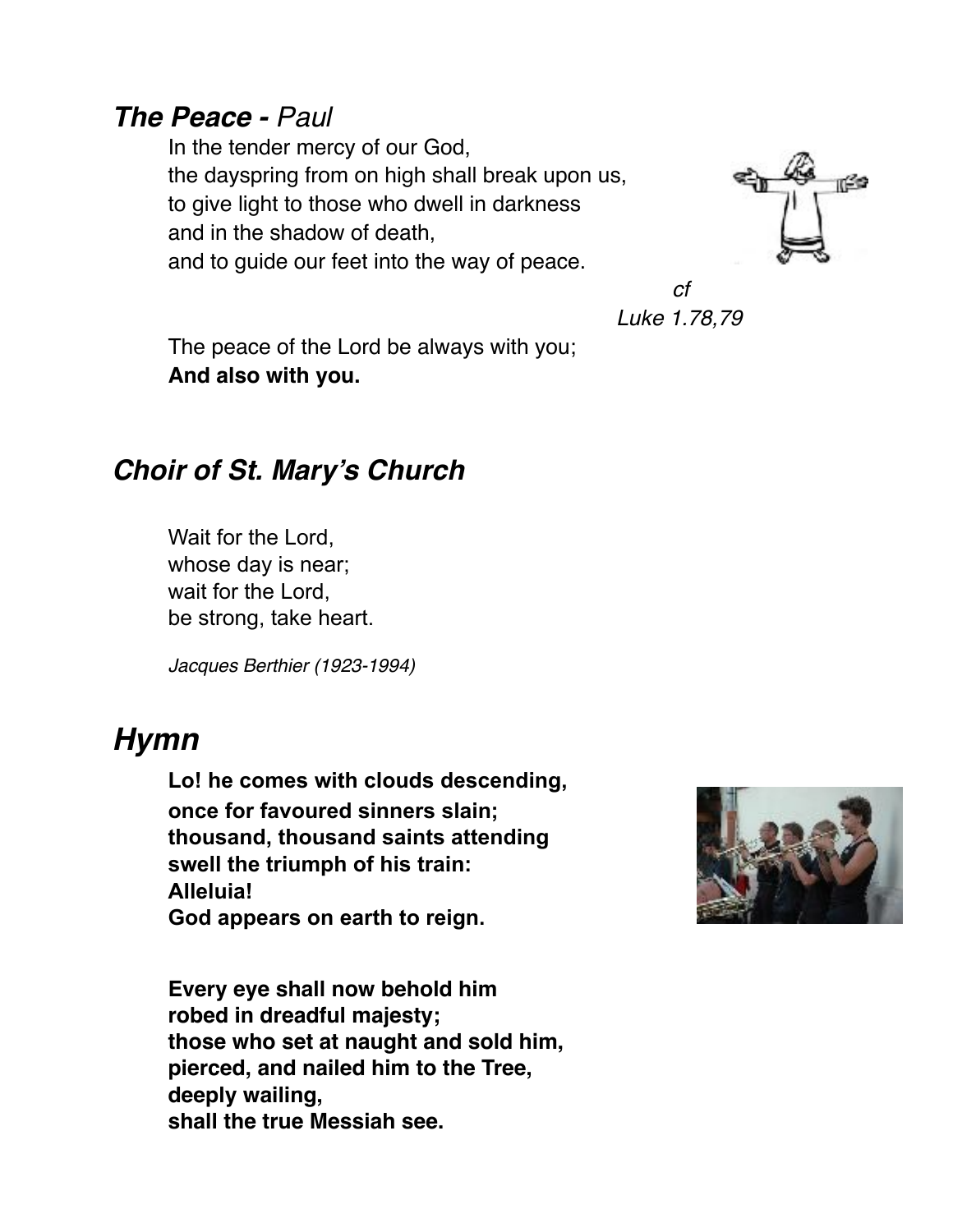### ***The Peace -*** *Paul*

In the tender mercy of our God,
the dayspring from on high shall break upon us,
to give light to those who dwell in darkness
and in the shadow of death,
and to guide our feet into the way of peace.

*cf Luke 1.78,79*

The peace of the Lord be always with you;
**And also with you.**

### ***Choir of St. Mary's Church***

Wait for the Lord,
whose day is near;
wait for the Lord,
be strong, take heart.

*Jacques Berthier (1923-1994)*

## ***Hymn***

**Lo! he comes with clouds descending,
once for favoured sinners slain;
thousand, thousand saints attending
swell the triumph of his train:
Alleluia!
God appears on earth to reign.**

**Every eye shall now behold him
robed in dreadful majesty;
those who set at naught and sold him,
pierced, and nailed him to the Tree,
deeply wailing,
shall the true Messiah see.**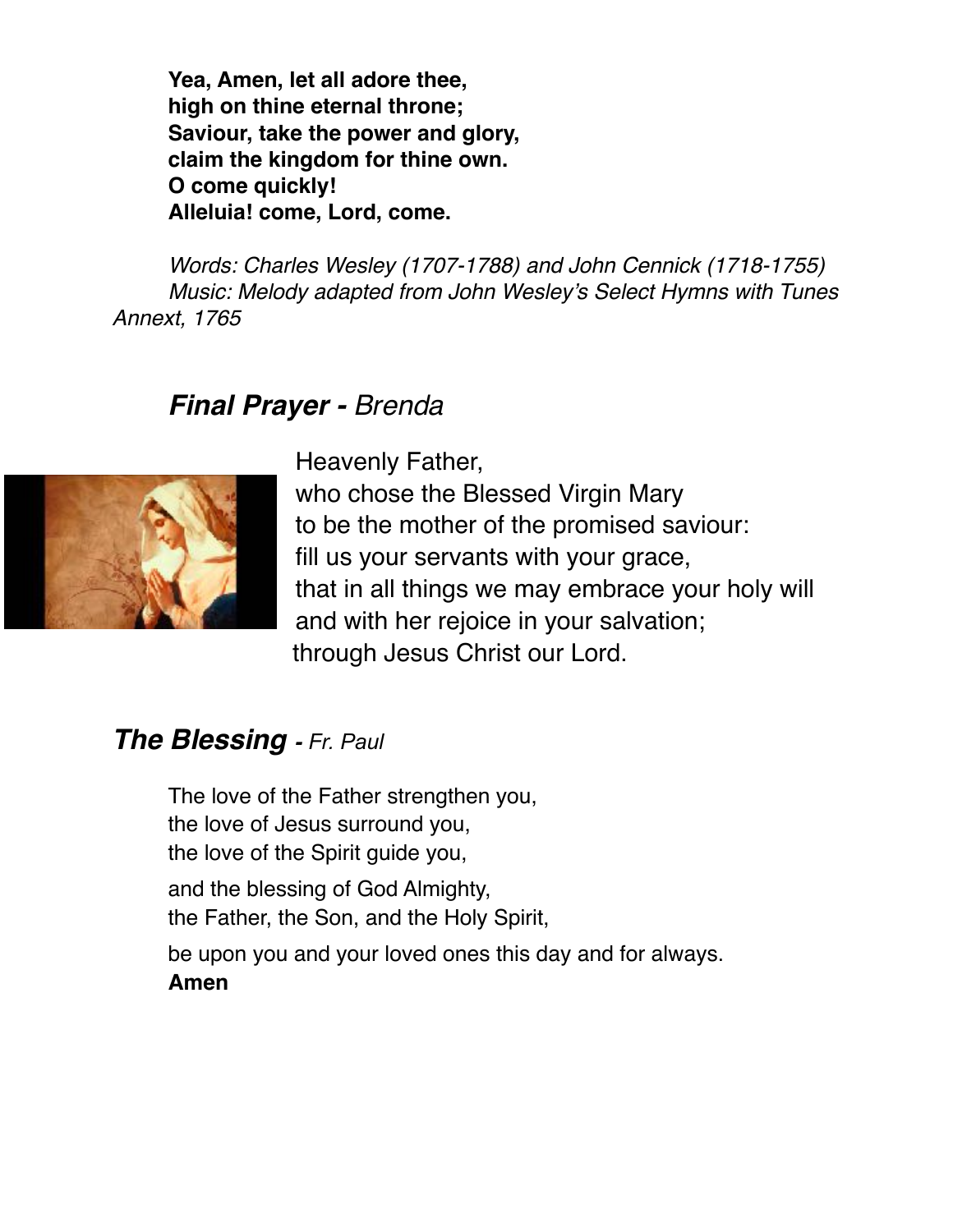**Yea, Amen, let all adore thee,**
**high on thine eternal throne;**
**Saviour, take the power and glory,**
**claim the kingdom for thine own.**
**O come quickly!**
**Alleluia! come, Lord, come.**

*Words: Charles Wesley (1707-1788) and John Cennick (1718-1755)*
*Music: Melody adapted from John Wesley's Select Hymns with Tunes Annext, 1765*

## ***Final Prayer -*** *Brenda*

Heavenly Father,
who chose the Blessed Virgin Mary
to be the mother of the promised saviour:
fill us your servants with your grace,
that in all things we may embrace your holy will
and with her rejoice in your salvation;
through Jesus Christ our Lord.

## ***The Blessing*** *- Fr. Paul*

The love of the Father strengthen you,
the love of Jesus surround you,
the love of the Spirit guide you,

and the blessing of God Almighty,
the Father, the Son, and the Holy Spirit,

be upon you and your loved ones this day and for always.
**Amen**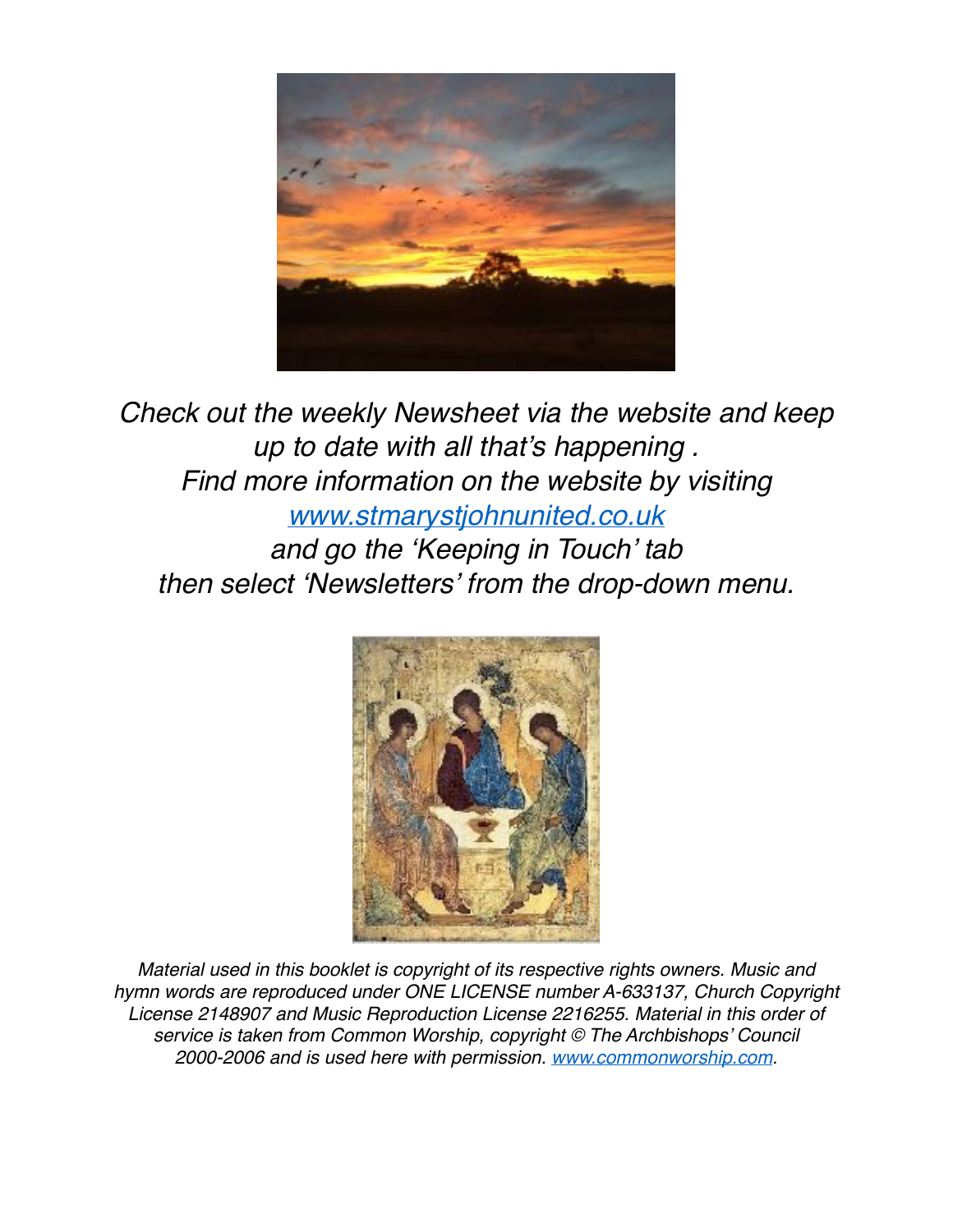*Check out the weekly Newsheet via the website and keep up to date with all that's happening .*
*Find more information on the website by visiting*
*[www.stmarystjohnunited.co.uk](http://www.stmarystjohnunited.co.uk)*
*and go the 'Keeping in Touch' tab*
*then select 'Newsletters' from the drop-down menu.*

*Material used in this booklet is copyright of its respective rights owners. Music and hymn words are reproduced under ONE LICENSE number A-633137, Church Copyright License 2148907 and Music Reproduction License 2216255. Material in this order of service is taken from Common Worship, copyright © The Archbishops' Council 2000-2006 and is used here with permission. [www.commonworship.com](http://www.commonworship.com).*